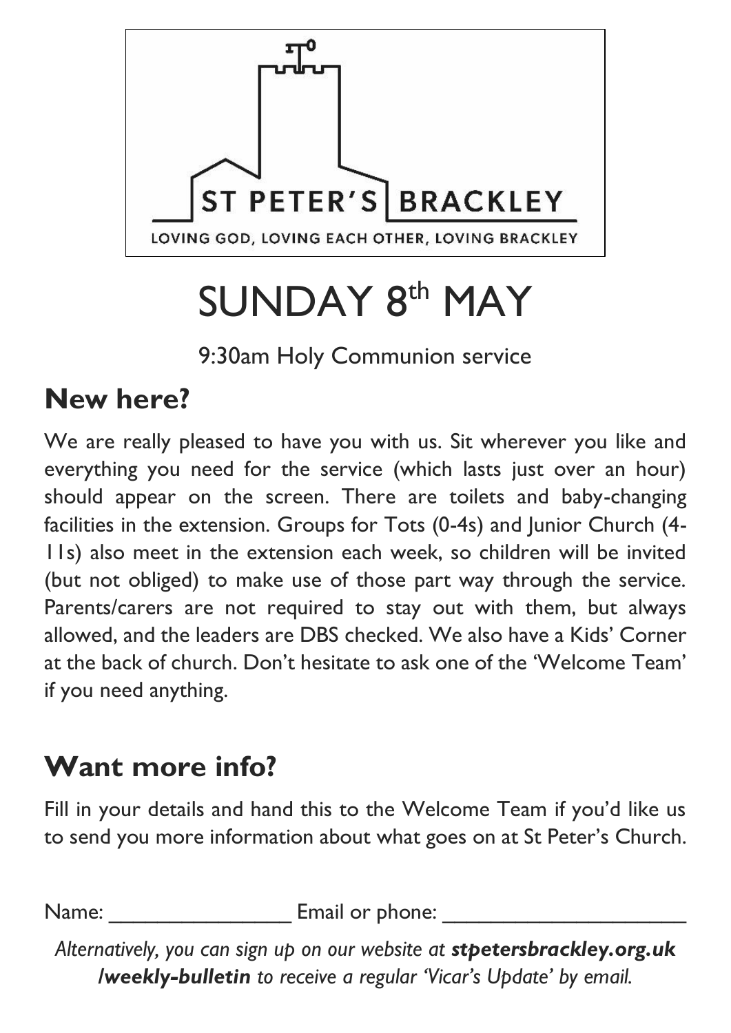ST PETER'S BRACKLEY

LOVING GOD, LOVING EACH OTHER, LOVING BRACKLEY

# SUNDAY 8th MAY

9:30am Holy Communion service

## New here?

We are really pleased to have you with us. Sit wherever you like and everything you need for the service (which lasts just over an hour) should appear on the screen. There are toilets and baby-changing facilities in the extension. Groups for Tots (0-4s) and Junior Church (4-11s) also meet in the extension each week, so children will be invited (but not obliged) to make use of those part way through the service. Parents/carers are not required to stay out with them, but always allowed, and the leaders are DBS checked. We also have a Kids' Corner at the back of church. Don't hesitate to ask one of the 'Welcome Team' if you need anything.

## Want more info?

Fill in your details and hand this to the Welcome Team if you'd like us to send you more information about what goes on at St Peter's Church.

Name: ________________ Email or phone: _____________________

*Alternatively, you can sign up on our website at **stpetersbrackley.org.uk/weekly-bulletin** to receive a regular 'Vicar's Update' by email.*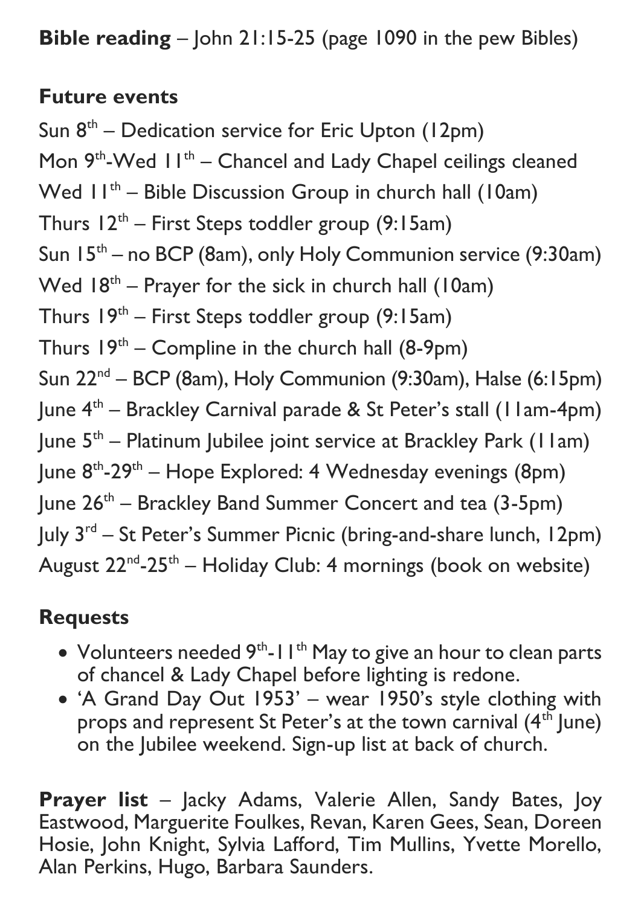**Bible reading** – John 21:15-25 (page 1090 in the pew Bibles)

**Future events**

Sun 8th – Dedication service for Eric Upton (12pm)
Mon 9th-Wed 11th – Chancel and Lady Chapel ceilings cleaned
Wed 11th – Bible Discussion Group in church hall (10am)
Thurs 12th – First Steps toddler group (9:15am)
Sun 15th – no BCP (8am), only Holy Communion service (9:30am)
Wed 18th – Prayer for the sick in church hall (10am)
Thurs 19th – First Steps toddler group (9:15am)
Thurs 19th – Compline in the church hall (8-9pm)
Sun 22nd – BCP (8am), Holy Communion (9:30am), Halse (6:15pm)
June 4th – Brackley Carnival parade & St Peter's stall (11am-4pm)
June 5th – Platinum Jubilee joint service at Brackley Park (11am)
June 8th-29th – Hope Explored: 4 Wednesday evenings (8pm)
June 26th – Brackley Band Summer Concert and tea (3-5pm)
July 3rd – St Peter's Summer Picnic (bring-and-share lunch, 12pm)
August 22nd-25th – Holiday Club: 4 mornings (book on website)

**Requests**

- Volunteers needed 9th-11th May to give an hour to clean parts of chancel & Lady Chapel before lighting is redone.
- 'A Grand Day Out 1953' – wear 1950's style clothing with props and represent St Peter's at the town carnival (4th June) on the Jubilee weekend. Sign-up list at back of church.

**Prayer list** – Jacky Adams, Valerie Allen, Sandy Bates, Joy Eastwood, Marguerite Foulkes, Revan, Karen Gees, Sean, Doreen Hosie, John Knight, Sylvia Lafford, Tim Mullins, Yvette Morello, Alan Perkins, Hugo, Barbara Saunders.